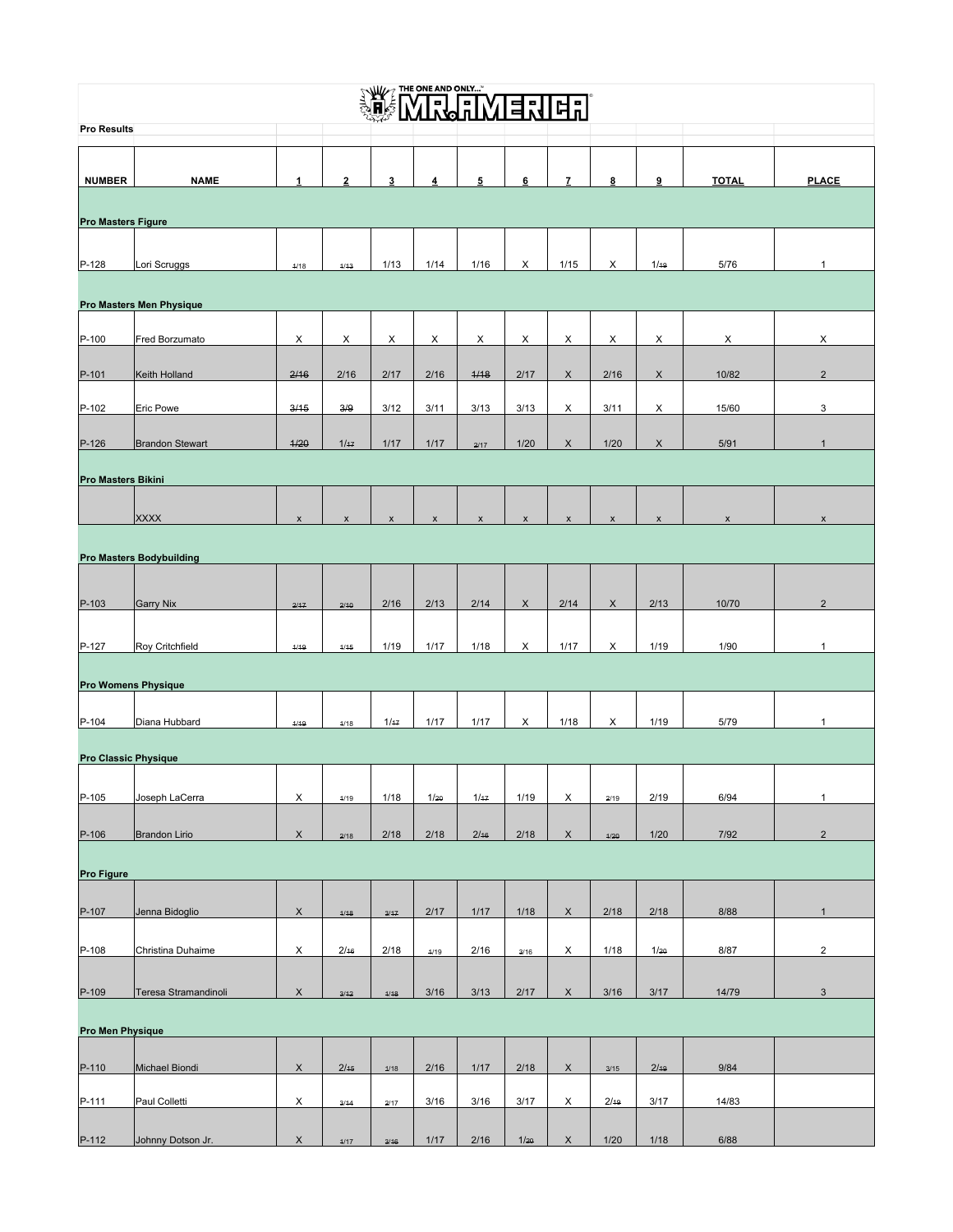THE ONE AND ONLY... MR. AMERICA

**Pro Results**

| NUMBER | NAME | 1 | 2 | 3 | 4 | 5 | 6 | 7 | 8 | 9 | TOTAL | PLACE |
|---|---|---|---|---|---|---|---|---|---|---|---|---|
| **Pro Masters Figure** | | | | | | | | | | | | |
| P-128 | Lori Scruggs | 1/18 | 1/13 | 1/13 | 1/14 | 1/16 | X | 1/15 | X | 1/19 | 5/76 | 1 |
| **Pro Masters Men Physique** | | | | | | | | | | | | |
| P-100 | Fred Borzumato | X | X | X | X | X | X | X | X | X | X | X |
| P-101 | Keith Holland | 2/16 | 2/16 | 2/17 | 2/16 | 1/18 | 2/17 | X | 2/16 | X | 10/82 | 2 |
| P-102 | Eric Powe | 3/15 | 3/9 | 3/12 | 3/11 | 3/13 | 3/13 | X | 3/11 | X | 15/60 | 3 |
| P-126 | Brandon Stewart | 1/20 | 1/17 | 1/17 | 1/17 | 2/17 | 1/20 | X | 1/20 | X | 5/91 | 1 |
| **Pro Masters Bikini** | | | | | | | | | | | | |
| | XXXX | x | x | x | x | x | x | x | x | x | x | x |
| **Pro Masters Bodybuilding** | | | | | | | | | | | | |
| P-103 | Garry Nix | 2/17 | 2/10 | 2/16 | 2/13 | 2/14 | X | 2/14 | X | 2/13 | 10/70 | 2 |
| P-127 | Roy Critchfield | 1/19 | 1/15 | 1/19 | 1/17 | 1/18 | X | 1/17 | X | 1/19 | 1/90 | 1 |
| **Pro Womens Physique** | | | | | | | | | | | | |
| P-104 | Diana Hubbard | 1/19 | 1/18 | 1/17 | 1/17 | 1/17 | X | 1/18 | X | 1/19 | 5/79 | 1 |
| **Pro Classic Physique** | | | | | | | | | | | | |
| P-105 | Joseph LaCerra | X | 1/19 | 1/18 | 1/20 | 1/17 | 1/19 | X | 2/19 | 2/19 | 6/94 | 1 |
| P-106 | Brandon Lirio | X | 2/18 | 2/18 | 2/18 | 2/16 | 2/18 | X | 1/20 | 1/20 | 7/92 | 2 |
| **Pro Figure** | | | | | | | | | | | | |
| P-107 | Jenna Bidoglio | X | 1/18 | 3/17 | 2/17 | 1/17 | 1/18 | X | 2/18 | 2/18 | 8/88 | 1 |
| P-108 | Christina Duhaime | X | 2/16 | 2/18 | 1/19 | 2/16 | 3/16 | X | 1/18 | 1/20 | 8/87 | 2 |
| P-109 | Teresa Stramandinoli | X | 3/12 | 1/18 | 3/16 | 3/13 | 2/17 | X | 3/16 | 3/17 | 14/79 | 3 |
| **Pro Men Physique** | | | | | | | | | | | | |
| P-110 | Michael Biondi | X | 2/15 | 1/18 | 2/16 | 1/17 | 2/18 | X | 3/15 | 2/19 | 9/84 | |
| P-111 | Paul Colletti | X | 3/14 | 2/17 | 3/16 | 3/16 | 3/17 | X | 2/19 | 3/17 | 14/83 | |
| P-112 | Johnny Dotson Jr. | X | 1/17 | 3/16 | 1/17 | 2/16 | 1/20 | X | 1/20 | 1/18 | 6/88 | |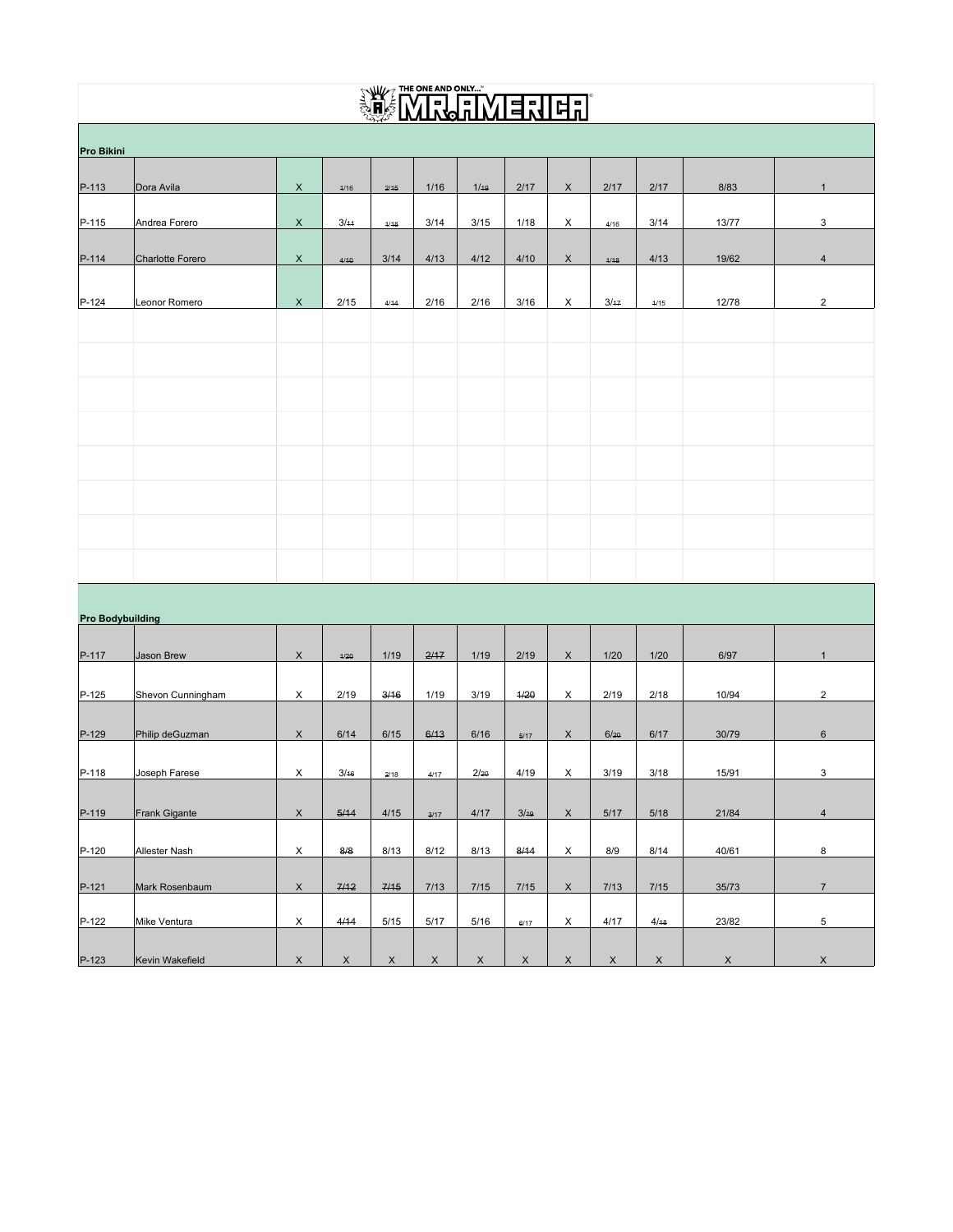THE ONE AND ONLY... MR. AMERICA

**Pro Bikini**

| | | | | | | | | | | | | |
|---|---|---|---|---|---|---|---|---|---|---|---|---|
| P-113 | Dora Avila | X | ~~1~~/16 | 2/~~15~~ | 1/16 | 1/~~19~~ | 2/17 | X | 2/17 | 2/17 | 8/83 | 1 |
| P-115 | Andrea Forero | X | 3/~~11~~ | ~~1~~/18 | 3/14 | 3/15 | 1/18 | X | 4/16 | 3/14 | 13/77 | 3 |
| P-114 | Charlotte Forero | X | 4/~~10~~ | 3/14 | 4/13 | 4/12 | 4/10 | X | ~~1~~/18 | 4/13 | 19/62 | 4 |
| P-124 | Leonor Romero | X | 2/15 | 4/~~14~~ | 2/16 | 2/16 | 3/16 | X | 3/~~17~~ | ~~1~~/15 | 12/78 | 2 |

**Pro Bodybuilding**

| | | | | | | | | | | | | |
|---|---|---|---|---|---|---|---|---|---|---|---|---|
| P-117 | Jason Brew | X | ~~1~~/20 | 1/19 | ~~2/17~~ | 1/19 | 2/19 | X | 1/20 | 1/20 | 6/97 | 1 |
| P-125 | Shevon Cunningham | X | 2/19 | ~~3/16~~ | 1/19 | 3/19 | ~~1~~/20 | X | 2/19 | 2/18 | 10/94 | 2 |
| P-129 | Philip deGuzman | X | 6/14 | 6/15 | ~~6/13~~ | 6/16 | 5/17 | X | 6/~~20~~ | 6/17 | 30/79 | 6 |
| P-118 | Joseph Farese | X | 3/~~16~~ | 2/18 | 4/17 | 2/~~20~~ | 4/19 | X | 3/19 | 3/18 | 15/91 | 3 |
| P-119 | Frank Gigante | X | ~~5/14~~ | 4/15 | 3/17 | 4/17 | 3/~~19~~ | X | 5/17 | 5/18 | 21/84 | 4 |
| P-120 | Allester Nash | X | ~~8/8~~ | 8/13 | 8/12 | 8/13 | ~~8/14~~ | X | 8/9 | 8/14 | 40/61 | 8 |
| P-121 | Mark Rosenbaum | X | ~~7/12~~ | ~~7/15~~ | 7/13 | 7/15 | 7/15 | X | 7/13 | 7/15 | 35/73 | 7 |
| P-122 | Mike Ventura | X | ~~4/14~~ | 5/15 | 5/17 | 5/16 | 6/17 | X | 4/17 | 4/~~18~~ | 23/82 | 5 |
| P-123 | Kevin Wakefield | X | X | X | X | X | X | X | X | X | X | X |